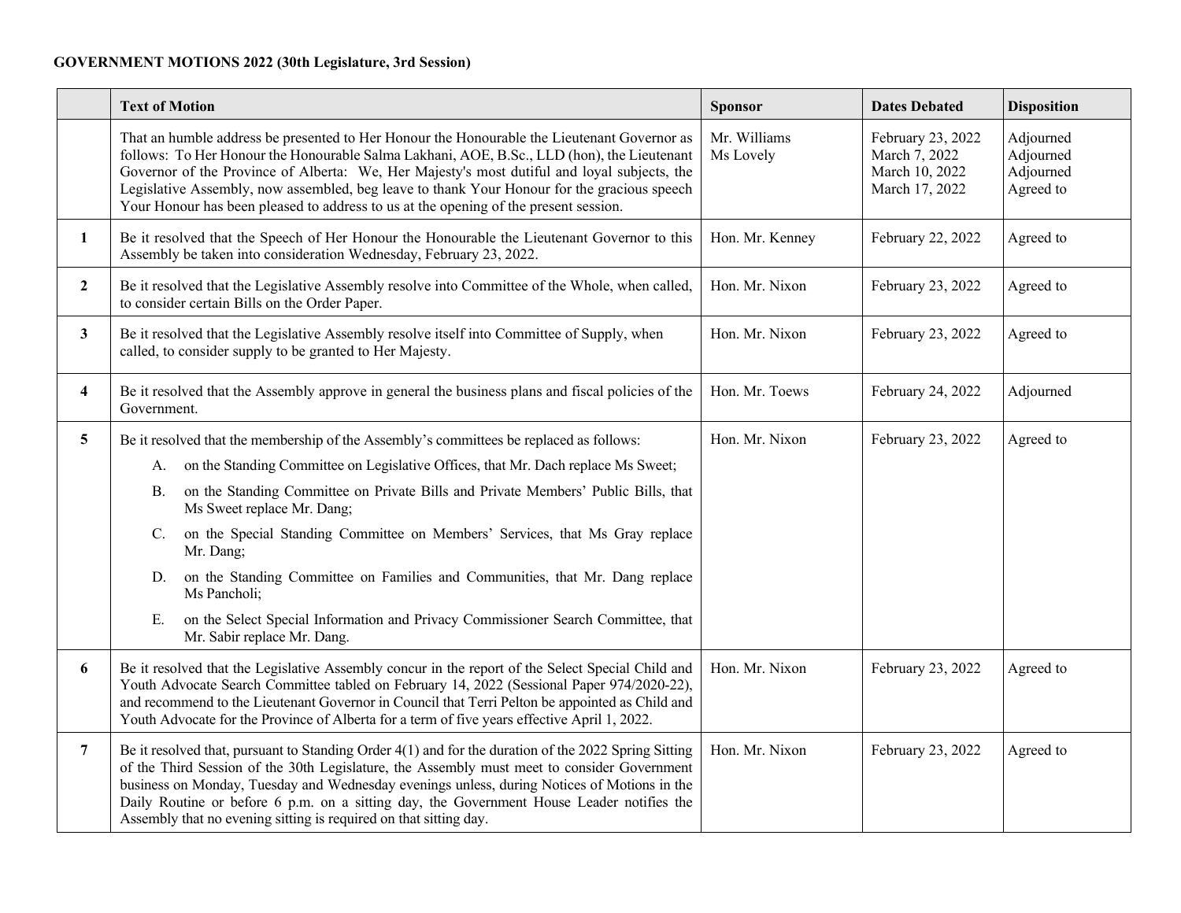**GOVERNMENT MOTIONS 2022 (30th Legislature, 3rd Session)**

| | Text of Motion | Sponsor | Dates Debated | Disposition |
|---|---|---|---|---|
| | That an humble address be presented to Her Honour the Honourable the Lieutenant Governor as follows: To Her Honour the Honourable Salma Lakhani, AOE, B.Sc., LLD (hon), the Lieutenant Governor of the Province of Alberta: We, Her Majesty's most dutiful and loyal subjects, the Legislative Assembly, now assembled, beg leave to thank Your Honour for the gracious speech Your Honour has been pleased to address to us at the opening of the present session. | Mr. Williams<br>Ms Lovely | February 23, 2022<br>March 7, 2022<br>March 10, 2022<br>March 17, 2022 | Adjourned<br>Adjourned<br>Adjourned<br>Agreed to |
| **1** | Be it resolved that the Speech of Her Honour the Honourable the Lieutenant Governor to this Assembly be taken into consideration Wednesday, February 23, 2022. | Hon. Mr. Kenney | February 22, 2022 | Agreed to |
| **2** | Be it resolved that the Legislative Assembly resolve into Committee of the Whole, when called, to consider certain Bills on the Order Paper. | Hon. Mr. Nixon | February 23, 2022 | Agreed to |
| **3** | Be it resolved that the Legislative Assembly resolve itself into Committee of Supply, when called, to consider supply to be granted to Her Majesty. | Hon. Mr. Nixon | February 23, 2022 | Agreed to |
| **4** | Be it resolved that the Assembly approve in general the business plans and fiscal policies of the Government. | Hon. Mr. Toews | February 24, 2022 | Adjourned |
| **5** | Be it resolved that the membership of the Assembly's committees be replaced as follows:<br>A. on the Standing Committee on Legislative Offices, that Mr. Dach replace Ms Sweet;<br>B. on the Standing Committee on Private Bills and Private Members' Public Bills, that Ms Sweet replace Mr. Dang;<br>C. on the Special Standing Committee on Members' Services, that Ms Gray replace Mr. Dang;<br>D. on the Standing Committee on Families and Communities, that Mr. Dang replace Ms Pancholi;<br>E. on the Select Special Information and Privacy Commissioner Search Committee, that Mr. Sabir replace Mr. Dang. | Hon. Mr. Nixon | February 23, 2022 | Agreed to |
| **6** | Be it resolved that the Legislative Assembly concur in the report of the Select Special Child and Youth Advocate Search Committee tabled on February 14, 2022 (Sessional Paper 974/2020-22), and recommend to the Lieutenant Governor in Council that Terri Pelton be appointed as Child and Youth Advocate for the Province of Alberta for a term of five years effective April 1, 2022. | Hon. Mr. Nixon | February 23, 2022 | Agreed to |
| **7** | Be it resolved that, pursuant to Standing Order 4(1) and for the duration of the 2022 Spring Sitting of the Third Session of the 30th Legislature, the Assembly must meet to consider Government business on Monday, Tuesday and Wednesday evenings unless, during Notices of Motions in the Daily Routine or before 6 p.m. on a sitting day, the Government House Leader notifies the Assembly that no evening sitting is required on that sitting day. | Hon. Mr. Nixon | February 23, 2022 | Agreed to |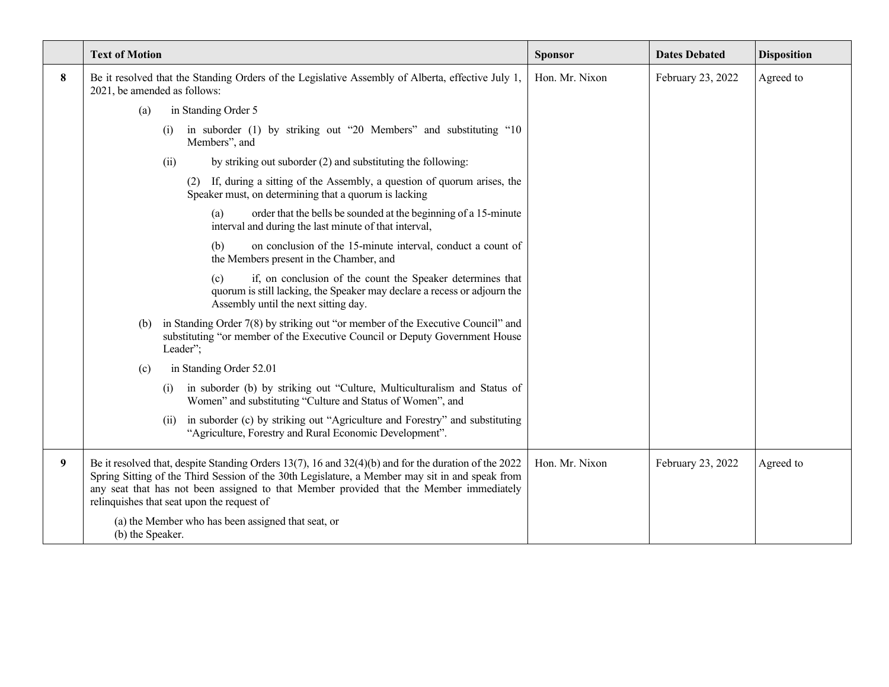| | Text of Motion | Sponsor | Dates Debated | Disposition |
|---|---|---|---|---|
| **8** | Be it resolved that the Standing Orders of the Legislative Assembly of Alberta, effective July 1, 2021, be amended as follows:<br><br>(a) in Standing Order 5<br><br>(i) in suborder (1) by striking out "20 Members" and substituting "10 Members", and<br><br>(ii) by striking out suborder (2) and substituting the following:<br><br>(2) If, during a sitting of the Assembly, a question of quorum arises, the Speaker must, on determining that a quorum is lacking<br><br>(a) order that the bells be sounded at the beginning of a 15-minute interval and during the last minute of that interval,<br><br>(b) on conclusion of the 15-minute interval, conduct a count of the Members present in the Chamber, and<br><br>(c) if, on conclusion of the count the Speaker determines that quorum is still lacking, the Speaker may declare a recess or adjourn the Assembly until the next sitting day.<br><br>(b) in Standing Order 7(8) by striking out "or member of the Executive Council" and substituting "or member of the Executive Council or Deputy Government House Leader";<br><br>(c) in Standing Order 52.01<br><br>(i) in suborder (b) by striking out "Culture, Multiculturalism and Status of Women" and substituting "Culture and Status of Women", and<br><br>(ii) in suborder (c) by striking out "Agriculture and Forestry" and substituting "Agriculture, Forestry and Rural Economic Development". | Hon. Mr. Nixon | February 23, 2022 | Agreed to |
| **9** | Be it resolved that, despite Standing Orders 13(7), 16 and 32(4)(b) and for the duration of the 2022 Spring Sitting of the Third Session of the 30th Legislature, a Member may sit in and speak from any seat that has not been assigned to that Member provided that the Member immediately relinquishes that seat upon the request of<br><br>(a) the Member who has been assigned that seat, or<br>(b) the Speaker. | Hon. Mr. Nixon | February 23, 2022 | Agreed to |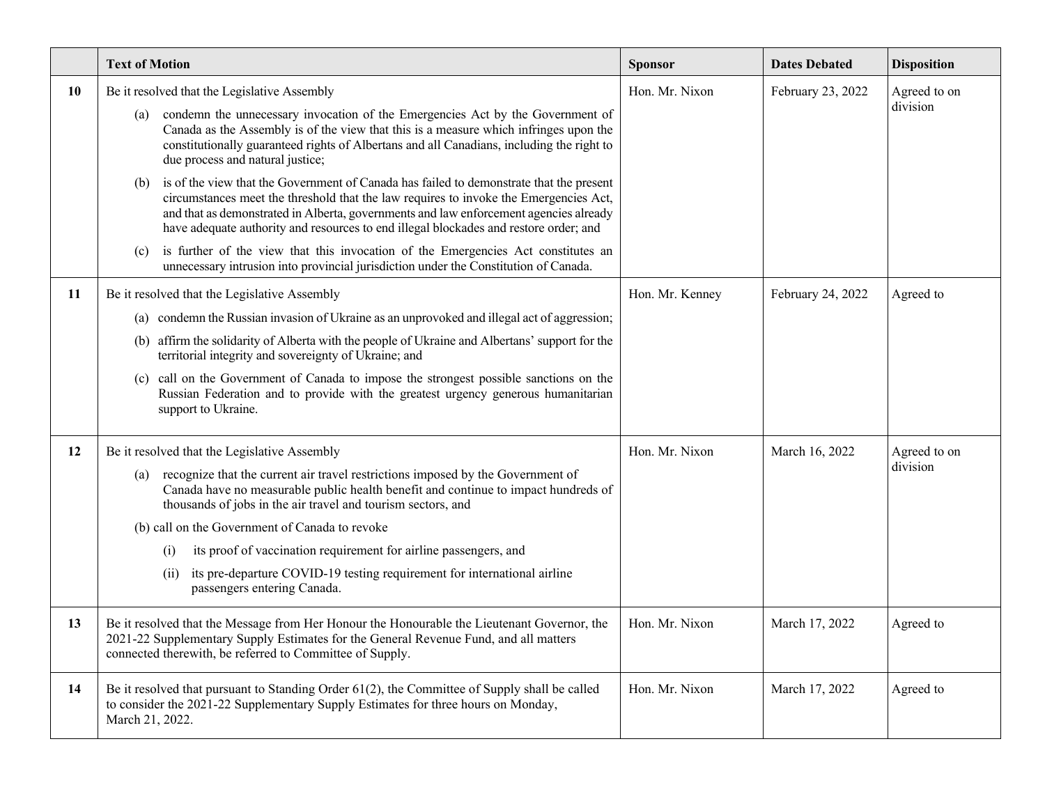| | Text of Motion | Sponsor | Dates Debated | Disposition |
|---|---|---|---|---|
| **10** | Be it resolved that the Legislative Assembly<br>(a) condemn the unnecessary invocation of the Emergencies Act by the Government of Canada as the Assembly is of the view that this is a measure which infringes upon the constitutionally guaranteed rights of Albertans and all Canadians, including the right to due process and natural justice;<br>(b) is of the view that the Government of Canada has failed to demonstrate that the present circumstances meet the threshold that the law requires to invoke the Emergencies Act, and that as demonstrated in Alberta, governments and law enforcement agencies already have adequate authority and resources to end illegal blockades and restore order; and<br>(c) is further of the view that this invocation of the Emergencies Act constitutes an unnecessary intrusion into provincial jurisdiction under the Constitution of Canada. | Hon. Mr. Nixon | February 23, 2022 | Agreed to on division |
| **11** | Be it resolved that the Legislative Assembly<br>(a) condemn the Russian invasion of Ukraine as an unprovoked and illegal act of aggression;<br>(b) affirm the solidarity of Alberta with the people of Ukraine and Albertans' support for the territorial integrity and sovereignty of Ukraine; and<br>(c) call on the Government of Canada to impose the strongest possible sanctions on the Russian Federation and to provide with the greatest urgency generous humanitarian support to Ukraine. | Hon. Mr. Kenney | February 24, 2022 | Agreed to |
| **12** | Be it resolved that the Legislative Assembly<br>(a) recognize that the current air travel restrictions imposed by the Government of Canada have no measurable public health benefit and continue to impact hundreds of thousands of jobs in the air travel and tourism sectors, and<br>(b) call on the Government of Canada to revoke<br>(i) its proof of vaccination requirement for airline passengers, and<br>(ii) its pre-departure COVID-19 testing requirement for international airline passengers entering Canada. | Hon. Mr. Nixon | March 16, 2022 | Agreed to on division |
| **13** | Be it resolved that the Message from Her Honour the Honourable the Lieutenant Governor, the 2021-22 Supplementary Supply Estimates for the General Revenue Fund, and all matters connected therewith, be referred to Committee of Supply. | Hon. Mr. Nixon | March 17, 2022 | Agreed to |
| **14** | Be it resolved that pursuant to Standing Order 61(2), the Committee of Supply shall be called to consider the 2021-22 Supplementary Supply Estimates for three hours on Monday, March 21, 2022. | Hon. Mr. Nixon | March 17, 2022 | Agreed to |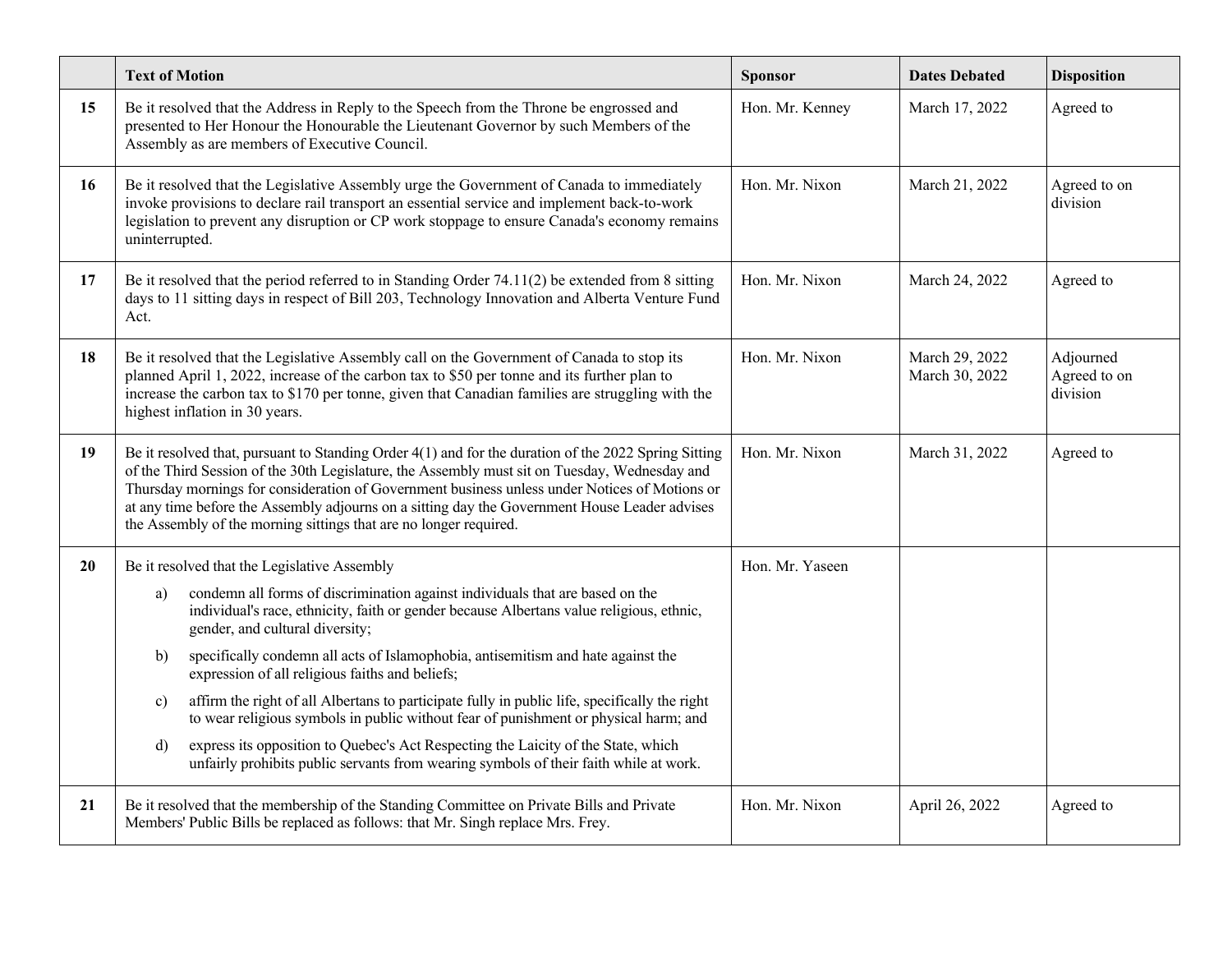| | Text of Motion | Sponsor | Dates Debated | Disposition |
|---|---|---|---|---|
| **15** | Be it resolved that the Address in Reply to the Speech from the Throne be engrossed and presented to Her Honour the Honourable the Lieutenant Governor by such Members of the Assembly as are members of Executive Council. | Hon. Mr. Kenney | March 17, 2022 | Agreed to |
| **16** | Be it resolved that the Legislative Assembly urge the Government of Canada to immediately invoke provisions to declare rail transport an essential service and implement back-to-work legislation to prevent any disruption or CP work stoppage to ensure Canada's economy remains uninterrupted. | Hon. Mr. Nixon | March 21, 2022 | Agreed to on division |
| **17** | Be it resolved that the period referred to in Standing Order 74.11(2) be extended from 8 sitting days to 11 sitting days in respect of Bill 203, Technology Innovation and Alberta Venture Fund Act. | Hon. Mr. Nixon | March 24, 2022 | Agreed to |
| **18** | Be it resolved that the Legislative Assembly call on the Government of Canada to stop its planned April 1, 2022, increase of the carbon tax to $50 per tonne and its further plan to increase the carbon tax to $170 per tonne, given that Canadian families are struggling with the highest inflation in 30 years. | Hon. Mr. Nixon | March 29, 2022<br>March 30, 2022 | Adjourned<br>Agreed to on division |
| **19** | Be it resolved that, pursuant to Standing Order 4(1) and for the duration of the 2022 Spring Sitting of the Third Session of the 30th Legislature, the Assembly must sit on Tuesday, Wednesday and Thursday mornings for consideration of Government business unless under Notices of Motions or at any time before the Assembly adjourns on a sitting day the Government House Leader advises the Assembly of the morning sittings that are no longer required. | Hon. Mr. Nixon | March 31, 2022 | Agreed to |
| **20** | Be it resolved that the Legislative Assembly<br>a) condemn all forms of discrimination against individuals that are based on the individual's race, ethnicity, faith or gender because Albertans value religious, ethnic, gender, and cultural diversity;<br>b) specifically condemn all acts of Islamophobia, antisemitism and hate against the expression of all religious faiths and beliefs;<br>c) affirm the right of all Albertans to participate fully in public life, specifically the right to wear religious symbols in public without fear of punishment or physical harm; and<br>d) express its opposition to Quebec's Act Respecting the Laicity of the State, which unfairly prohibits public servants from wearing symbols of their faith while at work. | Hon. Mr. Yaseen | | |
| **21** | Be it resolved that the membership of the Standing Committee on Private Bills and Private Members' Public Bills be replaced as follows: that Mr. Singh replace Mrs. Frey. | Hon. Mr. Nixon | April 26, 2022 | Agreed to |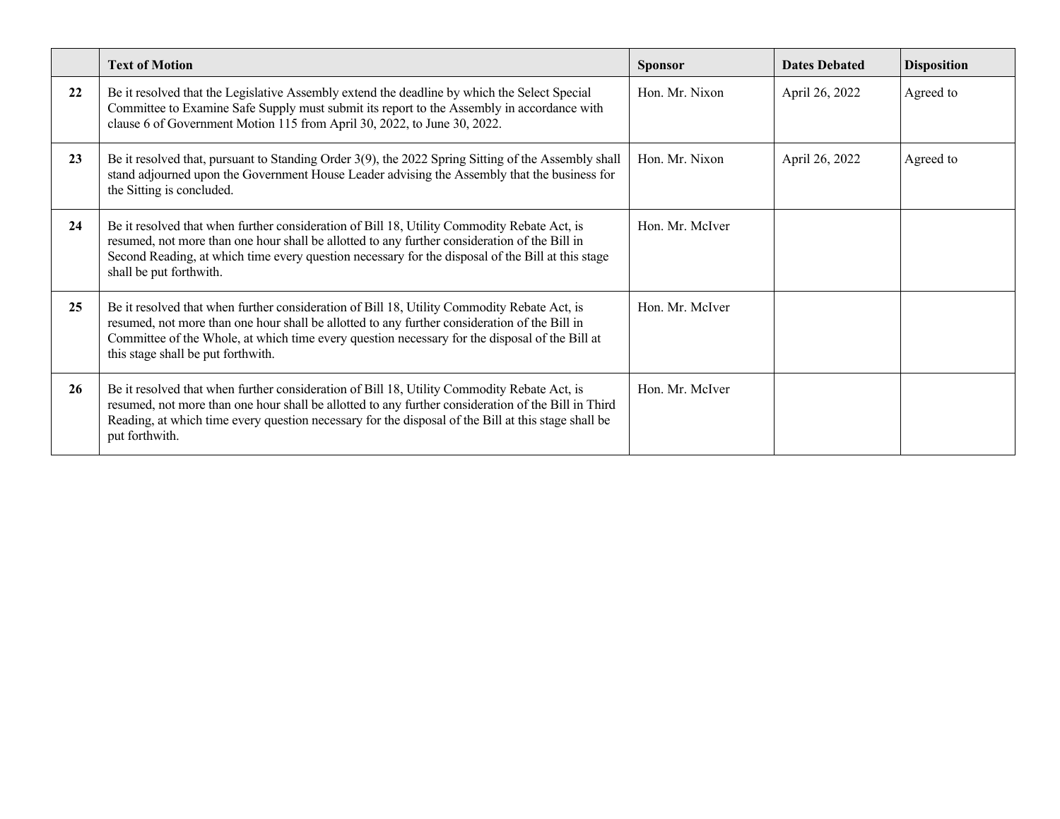| | Text of Motion | Sponsor | Dates Debated | Disposition |
|---|---|---|---|---|
| **22** | Be it resolved that the Legislative Assembly extend the deadline by which the Select Special Committee to Examine Safe Supply must submit its report to the Assembly in accordance with clause 6 of Government Motion 115 from April 30, 2022, to June 30, 2022. | Hon. Mr. Nixon | April 26, 2022 | Agreed to |
| **23** | Be it resolved that, pursuant to Standing Order 3(9), the 2022 Spring Sitting of the Assembly shall stand adjourned upon the Government House Leader advising the Assembly that the business for the Sitting is concluded. | Hon. Mr. Nixon | April 26, 2022 | Agreed to |
| **24** | Be it resolved that when further consideration of Bill 18, Utility Commodity Rebate Act, is resumed, not more than one hour shall be allotted to any further consideration of the Bill in Second Reading, at which time every question necessary for the disposal of the Bill at this stage shall be put forthwith. | Hon. Mr. McIver | | |
| **25** | Be it resolved that when further consideration of Bill 18, Utility Commodity Rebate Act, is resumed, not more than one hour shall be allotted to any further consideration of the Bill in Committee of the Whole, at which time every question necessary for the disposal of the Bill at this stage shall be put forthwith. | Hon. Mr. McIver | | |
| **26** | Be it resolved that when further consideration of Bill 18, Utility Commodity Rebate Act, is resumed, not more than one hour shall be allotted to any further consideration of the Bill in Third Reading, at which time every question necessary for the disposal of the Bill at this stage shall be put forthwith. | Hon. Mr. McIver | | |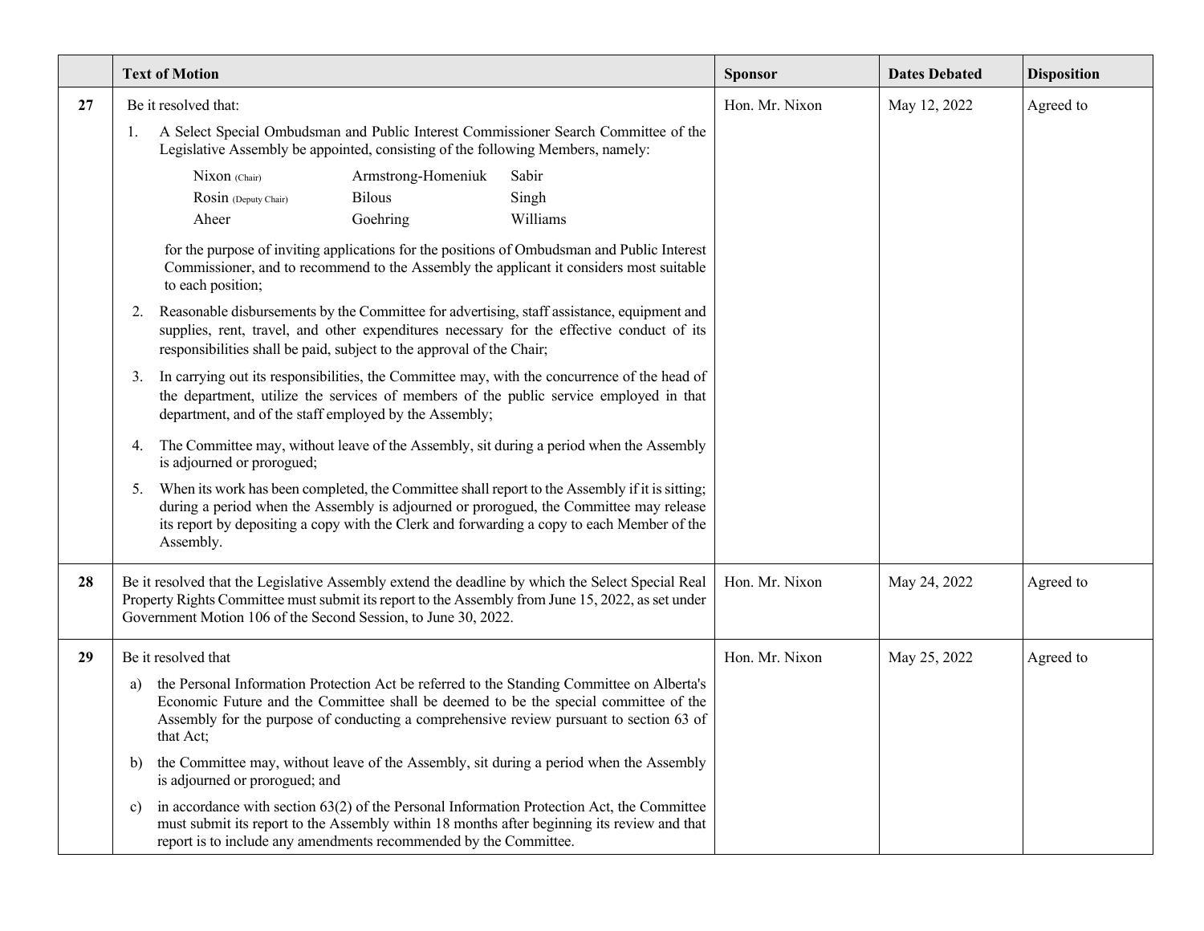| | Text of Motion | Sponsor | Dates Debated | Disposition |
|---|---|---|---|---|
| **27** | Be it resolved that:<br>1. A Select Special Ombudsman and Public Interest Commissioner Search Committee of the Legislative Assembly be appointed, consisting of the following Members, namely:<br>Nixon (Chair), Rosin (Deputy Chair), Aheer, Armstrong-Homeniuk, Bilous, Goehring, Sabir, Singh, Williams<br>for the purpose of inviting applications for the positions of Ombudsman and Public Interest Commissioner, and to recommend to the Assembly the applicant it considers most suitable to each position;<br>2. Reasonable disbursements by the Committee for advertising, staff assistance, equipment and supplies, rent, travel, and other expenditures necessary for the effective conduct of its responsibilities shall be paid, subject to the approval of the Chair;<br>3. In carrying out its responsibilities, the Committee may, with the concurrence of the head of the department, utilize the services of members of the public service employed in that department, and of the staff employed by the Assembly;<br>4. The Committee may, without leave of the Assembly, sit during a period when the Assembly is adjourned or prorogued;<br>5. When its work has been completed, the Committee shall report to the Assembly if it is sitting; during a period when the Assembly is adjourned or prorogued, the Committee may release its report by depositing a copy with the Clerk and forwarding a copy to each Member of the Assembly. | Hon. Mr. Nixon | May 12, 2022 | Agreed to |
| **28** | Be it resolved that the Legislative Assembly extend the deadline by which the Select Special Real Property Rights Committee must submit its report to the Assembly from June 15, 2022, as set under Government Motion 106 of the Second Session, to June 30, 2022. | Hon. Mr. Nixon | May 24, 2022 | Agreed to |
| **29** | Be it resolved that<br>a) the Personal Information Protection Act be referred to the Standing Committee on Alberta's Economic Future and the Committee shall be deemed to be the special committee of the Assembly for the purpose of conducting a comprehensive review pursuant to section 63 of that Act;<br>b) the Committee may, without leave of the Assembly, sit during a period when the Assembly is adjourned or prorogued; and<br>c) in accordance with section 63(2) of the Personal Information Protection Act, the Committee must submit its report to the Assembly within 18 months after beginning its review and that report is to include any amendments recommended by the Committee. | Hon. Mr. Nixon | May 25, 2022 | Agreed to |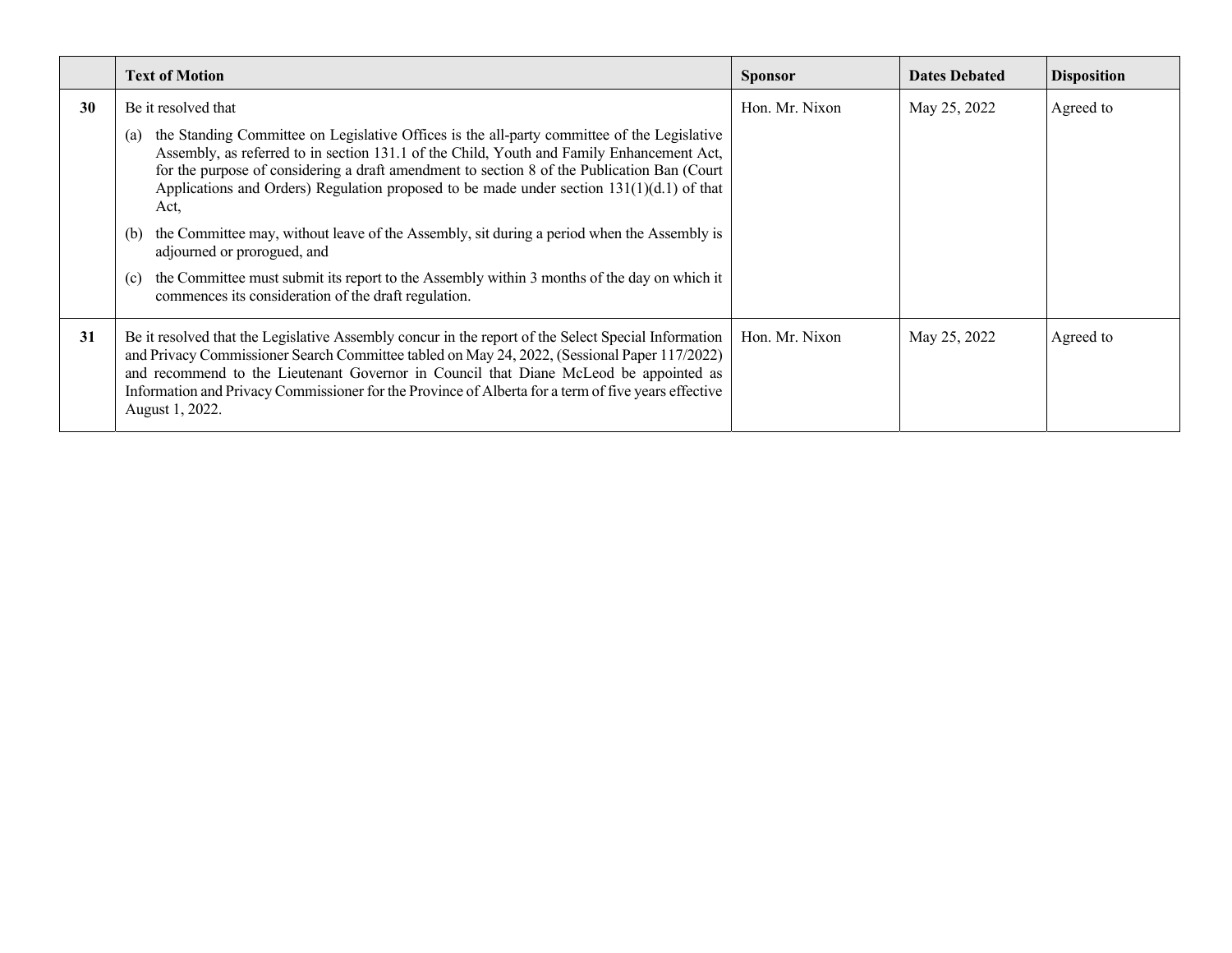| | Text of Motion | Sponsor | Dates Debated | Disposition |
|---|---|---|---|---|
| **30** | Be it resolved that<br>(a) the Standing Committee on Legislative Offices is the all-party committee of the Legislative Assembly, as referred to in section 131.1 of the Child, Youth and Family Enhancement Act, for the purpose of considering a draft amendment to section 8 of the Publication Ban (Court Applications and Orders) Regulation proposed to be made under section 131(1)(d.1) of that Act,<br>(b) the Committee may, without leave of the Assembly, sit during a period when the Assembly is adjourned or prorogued, and<br>(c) the Committee must submit its report to the Assembly within 3 months of the day on which it commences its consideration of the draft regulation. | Hon. Mr. Nixon | May 25, 2022 | Agreed to |
| **31** | Be it resolved that the Legislative Assembly concur in the report of the Select Special Information and Privacy Commissioner Search Committee tabled on May 24, 2022, (Sessional Paper 117/2022) and recommend to the Lieutenant Governor in Council that Diane McLeod be appointed as Information and Privacy Commissioner for the Province of Alberta for a term of five years effective August 1, 2022. | Hon. Mr. Nixon | May 25, 2022 | Agreed to |